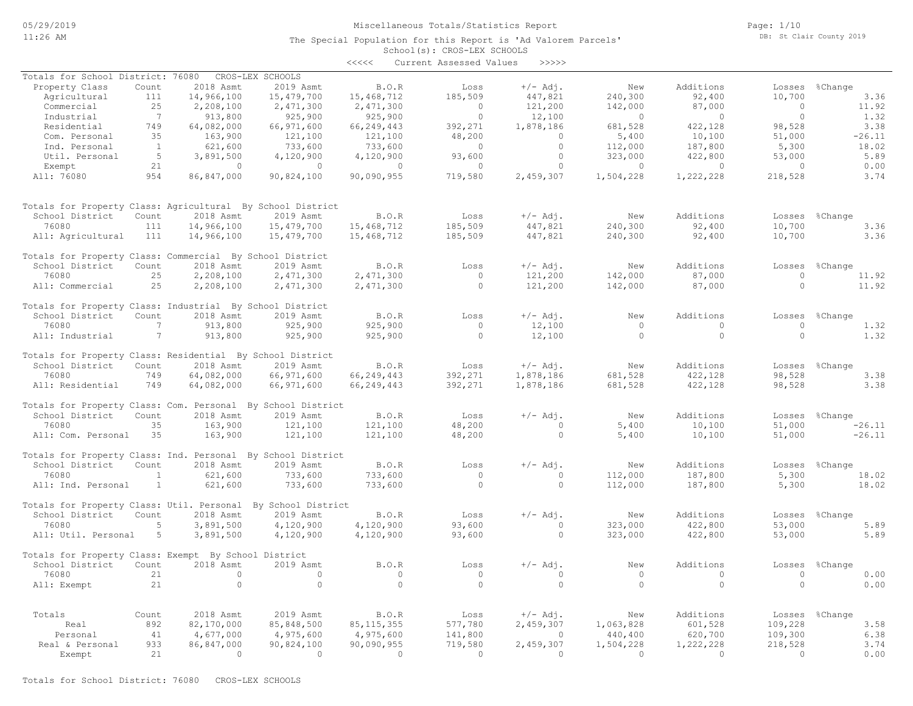Miscellaneous Totals/Statistics Report

The Special Population for this Report is 'Ad Valorem Parcels'

School(s): CROS-LEX SCHOOLS

<<<<< Current Assessed Values >>>>>

Totals for School District: 76080 CROS-LEX SCHOOLS

| Property Class | Count | 2018 Asmt | 2019 Asmt | B.O.R | Loss | +/- Adj. | New | Additions | Losses | %Change |
|---|---|---|---|---|---|---|---|---|---|---|
| Agricultural | 111 | 14,966,100 | 15,479,700 | 15,468,712 | 185,509 | 447,821 | 240,300 | 92,400 | 10,700 | 3.36 |
| Commercial | 25 | 2,208,100 | 2,471,300 | 2,471,300 | 0 | 121,200 | 142,000 | 87,000 | 0 | 11.92 |
| Industrial | 7 | 913,800 | 925,900 | 925,900 | 0 | 12,100 | 0 | 0 | 0 | 1.32 |
| Residential | 749 | 64,082,000 | 66,971,600 | 66,249,443 | 392,271 | 1,878,186 | 681,528 | 422,128 | 98,528 | 3.38 |
| Com. Personal | 35 | 163,900 | 121,100 | 121,100 | 48,200 | 0 | 5,400 | 10,100 | 51,000 | -26.11 |
| Ind. Personal | 1 | 621,600 | 733,600 | 733,600 | 0 | 0 | 112,000 | 187,800 | 5,300 | 18.02 |
| Util. Personal | 5 | 3,891,500 | 4,120,900 | 4,120,900 | 93,600 | 0 | 323,000 | 422,800 | 53,000 | 5.89 |
| Exempt | 21 | 0 | 0 | 0 | 0 | 0 | 0 | 0 | 0 | 0.00 |
| All: 76080 | 954 | 86,847,000 | 90,824,100 | 90,090,955 | 719,580 | 2,459,307 | 1,504,228 | 1,222,228 | 218,528 | 3.74 |

Totals for Property Class: Agricultural By School District

| School District | Count | 2018 Asmt | 2019 Asmt | B.O.R | Loss | +/- Adj. | New | Additions | Losses | %Change |
|---|---|---|---|---|---|---|---|---|---|---|
| 76080 | 111 | 14,966,100 | 15,479,700 | 15,468,712 | 185,509 | 447,821 | 240,300 | 92,400 | 10,700 | 3.36 |
| All: Agricultural | 111 | 14,966,100 | 15,479,700 | 15,468,712 | 185,509 | 447,821 | 240,300 | 92,400 | 10,700 | 3.36 |

Totals for Property Class: Commercial By School District

| School District | Count | 2018 Asmt | 2019 Asmt | B.O.R | Loss | +/- Adj. | New | Additions | Losses | %Change |
|---|---|---|---|---|---|---|---|---|---|---|
| 76080 | 25 | 2,208,100 | 2,471,300 | 2,471,300 | 0 | 121,200 | 142,000 | 87,000 | 0 | 11.92 |
| All: Commercial | 25 | 2,208,100 | 2,471,300 | 2,471,300 | 0 | 121,200 | 142,000 | 87,000 | 0 | 11.92 |

Totals for Property Class: Industrial By School District

| School District | Count | 2018 Asmt | 2019 Asmt | B.O.R | Loss | +/- Adj. | New | Additions | Losses | %Change |
|---|---|---|---|---|---|---|---|---|---|---|
| 76080 | 7 | 913,800 | 925,900 | 925,900 | 0 | 12,100 | 0 | 0 | 0 | 1.32 |
| All: Industrial | 7 | 913,800 | 925,900 | 925,900 | 0 | 12,100 | 0 | 0 | 0 | 1.32 |

Totals for Property Class: Residential By School District

| School District | Count | 2018 Asmt | 2019 Asmt | B.O.R | Loss | +/- Adj. | New | Additions | Losses | %Change |
|---|---|---|---|---|---|---|---|---|---|---|
| 76080 | 749 | 64,082,000 | 66,971,600 | 66,249,443 | 392,271 | 1,878,186 | 681,528 | 422,128 | 98,528 | 3.38 |
| All: Residential | 749 | 64,082,000 | 66,971,600 | 66,249,443 | 392,271 | 1,878,186 | 681,528 | 422,128 | 98,528 | 3.38 |

Totals for Property Class: Com. Personal By School District

| School District | Count | 2018 Asmt | 2019 Asmt | B.O.R | Loss | +/- Adj. | New | Additions | Losses | %Change |
|---|---|---|---|---|---|---|---|---|---|---|
| 76080 | 35 | 163,900 | 121,100 | 121,100 | 48,200 | 0 | 5,400 | 10,100 | 51,000 | -26.11 |
| All: Com. Personal | 35 | 163,900 | 121,100 | 121,100 | 48,200 | 0 | 5,400 | 10,100 | 51,000 | -26.11 |

Totals for Property Class: Ind. Personal By School District

| School District | Count | 2018 Asmt | 2019 Asmt | B.O.R | Loss | +/- Adj. | New | Additions | Losses | %Change |
|---|---|---|---|---|---|---|---|---|---|---|
| 76080 | 1 | 621,600 | 733,600 | 733,600 | 0 | 0 | 112,000 | 187,800 | 5,300 | 18.02 |
| All: Ind. Personal | 1 | 621,600 | 733,600 | 733,600 | 0 | 0 | 112,000 | 187,800 | 5,300 | 18.02 |

Totals for Property Class: Util. Personal By School District

| School District | Count | 2018 Asmt | 2019 Asmt | B.O.R | Loss | +/- Adj. | New | Additions | Losses | %Change |
|---|---|---|---|---|---|---|---|---|---|---|
| 76080 | 5 | 3,891,500 | 4,120,900 | 4,120,900 | 93,600 | 0 | 323,000 | 422,800 | 53,000 | 5.89 |
| All: Util. Personal | 5 | 3,891,500 | 4,120,900 | 4,120,900 | 93,600 | 0 | 323,000 | 422,800 | 53,000 | 5.89 |

Totals for Property Class: Exempt By School District

| School District | Count | 2018 Asmt | 2019 Asmt | B.O.R | Loss | +/- Adj. | New | Additions | Losses | %Change |
|---|---|---|---|---|---|---|---|---|---|---|
| 76080 | 21 | 0 | 0 | 0 | 0 | 0 | 0 | 0 | 0 | 0.00 |
| All: Exempt | 21 | 0 | 0 | 0 | 0 | 0 | 0 | 0 | 0 | 0.00 |

| Totals | Count | 2018 Asmt | 2019 Asmt | B.O.R | Loss | +/- Adj. | New | Additions | Losses | %Change |
|---|---|---|---|---|---|---|---|---|---|---|
| Real | 892 | 82,170,000 | 85,848,500 | 85,115,355 | 577,780 | 2,459,307 | 1,063,828 | 601,528 | 109,228 | 3.58 |
| Personal | 41 | 4,677,000 | 4,975,600 | 4,975,600 | 141,800 | 0 | 440,400 | 620,700 | 109,300 | 6.38 |
| Real & Personal | 933 | 86,847,000 | 90,824,100 | 90,090,955 | 719,580 | 2,459,307 | 1,504,228 | 1,222,228 | 218,528 | 3.74 |
| Exempt | 21 | 0 | 0 | 0 | 0 | 0 | 0 | 0 | 0 | 0.00 |

Totals for School District: 76080 CROS-LEX SCHOOLS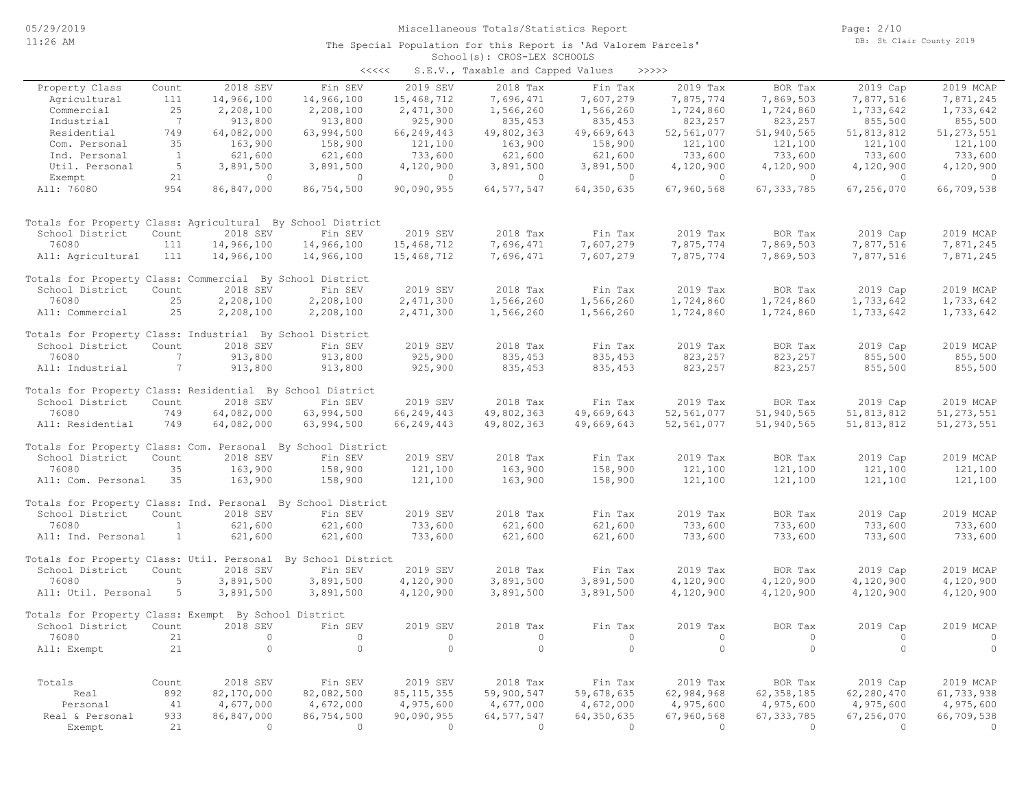Miscellaneous Totals/Statistics Report

The Special Population for this Report is 'Ad Valorem Parcels'

School(s): CROS-LEX SCHOOLS

<<<<< S.E.V., Taxable and Capped Values >>>>>

| Property Class | Count | 2018 SEV | Fin SEV | 2019 SEV | 2018 Tax | Fin Tax | 2019 Tax | BOR Tax | 2019 Cap | 2019 MCAP |
|---|---|---|---|---|---|---|---|---|---|---|
| Agricultural | 111 | 14,966,100 | 14,966,100 | 15,468,712 | 7,696,471 | 7,607,279 | 7,875,774 | 7,869,503 | 7,877,516 | 7,871,245 |
| Commercial | 25 | 2,208,100 | 2,208,100 | 2,471,300 | 1,566,260 | 1,566,260 | 1,724,860 | 1,724,860 | 1,733,642 | 1,733,642 |
| Industrial | 7 | 913,800 | 913,800 | 925,900 | 835,453 | 835,453 | 823,257 | 823,257 | 855,500 | 855,500 |
| Residential | 749 | 64,082,000 | 63,994,500 | 66,249,443 | 49,802,363 | 49,669,643 | 52,561,077 | 51,940,565 | 51,813,812 | 51,273,551 |
| Com. Personal | 35 | 163,900 | 158,900 | 121,100 | 163,900 | 158,900 | 121,100 | 121,100 | 121,100 | 121,100 |
| Ind. Personal | 1 | 621,600 | 621,600 | 733,600 | 621,600 | 621,600 | 733,600 | 733,600 | 733,600 | 733,600 |
| Util. Personal | 5 | 3,891,500 | 3,891,500 | 4,120,900 | 3,891,500 | 3,891,500 | 4,120,900 | 4,120,900 | 4,120,900 | 4,120,900 |
| Exempt | 21 | 0 | 0 | 0 | 0 | 0 | 0 | 0 | 0 | 0 |
| All: 76080 | 954 | 86,847,000 | 86,754,500 | 90,090,955 | 64,577,547 | 64,350,635 | 67,960,568 | 67,333,785 | 67,256,070 | 66,709,538 |

Totals for Property Class: Agricultural By School District

| School District | Count | 2018 SEV | Fin SEV | 2019 SEV | 2018 Tax | Fin Tax | 2019 Tax | BOR Tax | 2019 Cap | 2019 MCAP |
|---|---|---|---|---|---|---|---|---|---|---|
| 76080 | 111 | 14,966,100 | 14,966,100 | 15,468,712 | 7,696,471 | 7,607,279 | 7,875,774 | 7,869,503 | 7,877,516 | 7,871,245 |
| All: Agricultural | 111 | 14,966,100 | 14,966,100 | 15,468,712 | 7,696,471 | 7,607,279 | 7,875,774 | 7,869,503 | 7,877,516 | 7,871,245 |

Totals for Property Class: Commercial By School District

| School District | Count | 2018 SEV | Fin SEV | 2019 SEV | 2018 Tax | Fin Tax | 2019 Tax | BOR Tax | 2019 Cap | 2019 MCAP |
|---|---|---|---|---|---|---|---|---|---|---|
| 76080 | 25 | 2,208,100 | 2,208,100 | 2,471,300 | 1,566,260 | 1,566,260 | 1,724,860 | 1,724,860 | 1,733,642 | 1,733,642 |
| All: Commercial | 25 | 2,208,100 | 2,208,100 | 2,471,300 | 1,566,260 | 1,566,260 | 1,724,860 | 1,724,860 | 1,733,642 | 1,733,642 |

Totals for Property Class: Industrial By School District

| School District | Count | 2018 SEV | Fin SEV | 2019 SEV | 2018 Tax | Fin Tax | 2019 Tax | BOR Tax | 2019 Cap | 2019 MCAP |
|---|---|---|---|---|---|---|---|---|---|---|
| 76080 | 7 | 913,800 | 913,800 | 925,900 | 835,453 | 835,453 | 823,257 | 823,257 | 855,500 | 855,500 |
| All: Industrial | 7 | 913,800 | 913,800 | 925,900 | 835,453 | 835,453 | 823,257 | 823,257 | 855,500 | 855,500 |

Totals for Property Class: Residential By School District

| School District | Count | 2018 SEV | Fin SEV | 2019 SEV | 2018 Tax | Fin Tax | 2019 Tax | BOR Tax | 2019 Cap | 2019 MCAP |
|---|---|---|---|---|---|---|---|---|---|---|
| 76080 | 749 | 64,082,000 | 63,994,500 | 66,249,443 | 49,802,363 | 49,669,643 | 52,561,077 | 51,940,565 | 51,813,812 | 51,273,551 |
| All: Residential | 749 | 64,082,000 | 63,994,500 | 66,249,443 | 49,802,363 | 49,669,643 | 52,561,077 | 51,940,565 | 51,813,812 | 51,273,551 |

Totals for Property Class: Com. Personal By School District

| School District | Count | 2018 SEV | Fin SEV | 2019 SEV | 2018 Tax | Fin Tax | 2019 Tax | BOR Tax | 2019 Cap | 2019 MCAP |
|---|---|---|---|---|---|---|---|---|---|---|
| 76080 | 35 | 163,900 | 158,900 | 121,100 | 163,900 | 158,900 | 121,100 | 121,100 | 121,100 | 121,100 |
| All: Com. Personal | 35 | 163,900 | 158,900 | 121,100 | 163,900 | 158,900 | 121,100 | 121,100 | 121,100 | 121,100 |

Totals for Property Class: Ind. Personal By School District

| School District | Count | 2018 SEV | Fin SEV | 2019 SEV | 2018 Tax | Fin Tax | 2019 Tax | BOR Tax | 2019 Cap | 2019 MCAP |
|---|---|---|---|---|---|---|---|---|---|---|
| 76080 | 1 | 621,600 | 621,600 | 733,600 | 621,600 | 621,600 | 733,600 | 733,600 | 733,600 | 733,600 |
| All: Ind. Personal | 1 | 621,600 | 621,600 | 733,600 | 621,600 | 621,600 | 733,600 | 733,600 | 733,600 | 733,600 |

Totals for Property Class: Util. Personal By School District

| School District | Count | 2018 SEV | Fin SEV | 2019 SEV | 2018 Tax | Fin Tax | 2019 Tax | BOR Tax | 2019 Cap | 2019 MCAP |
|---|---|---|---|---|---|---|---|---|---|---|
| 76080 | 5 | 3,891,500 | 3,891,500 | 4,120,900 | 3,891,500 | 3,891,500 | 4,120,900 | 4,120,900 | 4,120,900 | 4,120,900 |
| All: Util. Personal | 5 | 3,891,500 | 3,891,500 | 4,120,900 | 3,891,500 | 3,891,500 | 4,120,900 | 4,120,900 | 4,120,900 | 4,120,900 |

Totals for Property Class: Exempt By School District

| School District | Count | 2018 SEV | Fin SEV | 2019 SEV | 2018 Tax | Fin Tax | 2019 Tax | BOR Tax | 2019 Cap | 2019 MCAP |
|---|---|---|---|---|---|---|---|---|---|---|
| 76080 | 21 | 0 | 0 | 0 | 0 | 0 | 0 | 0 | 0 | 0 |
| All: Exempt | 21 | 0 | 0 | 0 | 0 | 0 | 0 | 0 | 0 | 0 |

| Totals | Count | 2018 SEV | Fin SEV | 2019 SEV | 2018 Tax | Fin Tax | 2019 Tax | BOR Tax | 2019 Cap | 2019 MCAP |
|---|---|---|---|---|---|---|---|---|---|---|
| Real | 892 | 82,170,000 | 82,082,500 | 85,115,355 | 59,900,547 | 59,678,635 | 62,984,968 | 62,358,185 | 62,280,470 | 61,733,938 |
| Personal | 41 | 4,677,000 | 4,672,000 | 4,975,600 | 4,677,000 | 4,672,000 | 4,975,600 | 4,975,600 | 4,975,600 | 4,975,600 |
| Real & Personal | 933 | 86,847,000 | 86,754,500 | 90,090,955 | 64,577,547 | 64,350,635 | 67,960,568 | 67,333,785 | 67,256,070 | 66,709,538 |
| Exempt | 21 | 0 | 0 | 0 | 0 | 0 | 0 | 0 | 0 | 0 |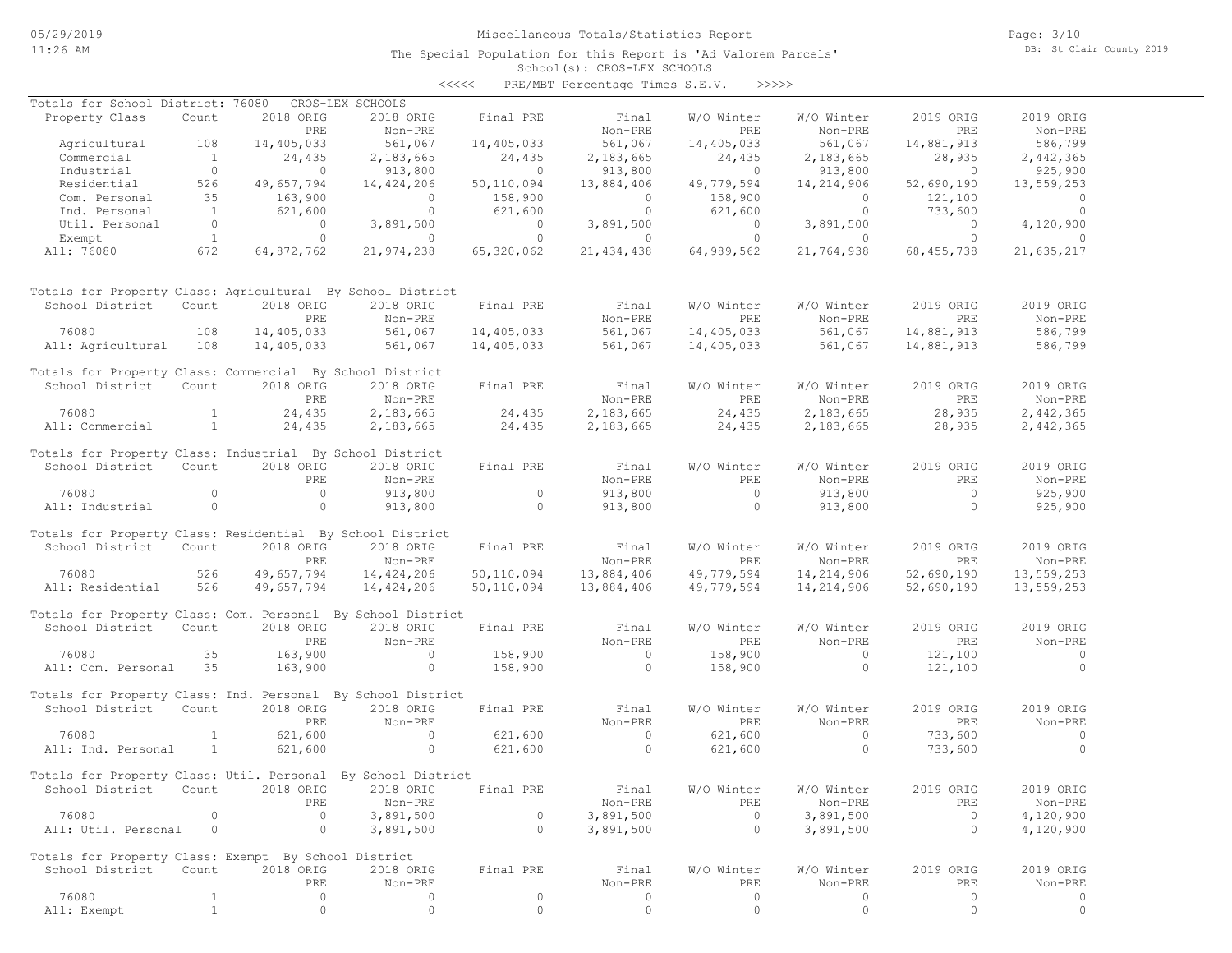Miscellaneous Totals/Statistics Report

The Special Population for this Report is 'Ad Valorem Parcels'
School(s): CROS-LEX SCHOOLS

<<<<< PRE/MBT Percentage Times S.E.V. >>>>>

Totals for School District: 76080 CROS-LEX SCHOOLS

| Property Class | Count | 2018 ORIG PRE | 2018 ORIG Non-PRE | Final PRE | Final Non-PRE | W/O Winter PRE | W/O Winter Non-PRE | 2019 ORIG PRE | 2019 ORIG Non-PRE |
|---|---|---|---|---|---|---|---|---|---|
| Agricultural | 108 | 14,405,033 | 561,067 | 14,405,033 | 561,067 | 14,405,033 | 561,067 | 14,881,913 | 586,799 |
| Commercial | 1 | 24,435 | 2,183,665 | 24,435 | 2,183,665 | 24,435 | 2,183,665 | 28,935 | 2,442,365 |
| Industrial | 0 | 0 | 913,800 | 0 | 913,800 | 0 | 913,800 | 0 | 925,900 |
| Residential | 526 | 49,657,794 | 14,424,206 | 50,110,094 | 13,884,406 | 49,779,594 | 14,214,906 | 52,690,190 | 13,559,253 |
| Com. Personal | 35 | 163,900 | 0 | 158,900 | 0 | 158,900 | 0 | 121,100 | 0 |
| Ind. Personal | 1 | 621,600 | 0 | 621,600 | 0 | 621,600 | 0 | 733,600 | 0 |
| Util. Personal | 0 | 0 | 3,891,500 | 0 | 3,891,500 | 0 | 3,891,500 | 0 | 4,120,900 |
| Exempt | 1 | 0 | 0 | 0 | 0 | 0 | 0 | 0 | 0 |
| All: 76080 | 672 | 64,872,762 | 21,974,238 | 65,320,062 | 21,434,438 | 64,989,562 | 21,764,938 | 68,455,738 | 21,635,217 |

Totals for Property Class: Agricultural By School District

| School District | Count | 2018 ORIG PRE | 2018 ORIG Non-PRE | Final PRE | Final Non-PRE | W/O Winter PRE | W/O Winter Non-PRE | 2019 ORIG PRE | 2019 ORIG Non-PRE |
|---|---|---|---|---|---|---|---|---|---|
| 76080 | 108 | 14,405,033 | 561,067 | 14,405,033 | 561,067 | 14,405,033 | 561,067 | 14,881,913 | 586,799 |
| All: Agricultural | 108 | 14,405,033 | 561,067 | 14,405,033 | 561,067 | 14,405,033 | 561,067 | 14,881,913 | 586,799 |

Totals for Property Class: Commercial By School District

| School District | Count | 2018 ORIG PRE | 2018 ORIG Non-PRE | Final PRE | Final Non-PRE | W/O Winter PRE | W/O Winter Non-PRE | 2019 ORIG PRE | 2019 ORIG Non-PRE |
|---|---|---|---|---|---|---|---|---|---|
| 76080 | 1 | 24,435 | 2,183,665 | 24,435 | 2,183,665 | 24,435 | 2,183,665 | 28,935 | 2,442,365 |
| All: Commercial | 1 | 24,435 | 2,183,665 | 24,435 | 2,183,665 | 24,435 | 2,183,665 | 28,935 | 2,442,365 |

Totals for Property Class: Industrial By School District

| School District | Count | 2018 ORIG PRE | 2018 ORIG Non-PRE | Final PRE | Final Non-PRE | W/O Winter PRE | W/O Winter Non-PRE | 2019 ORIG PRE | 2019 ORIG Non-PRE |
|---|---|---|---|---|---|---|---|---|---|
| 76080 | 0 | 0 | 913,800 | 0 | 913,800 | 0 | 913,800 | 0 | 925,900 |
| All: Industrial | 0 | 0 | 913,800 | 0 | 913,800 | 0 | 913,800 | 0 | 925,900 |

Totals for Property Class: Residential By School District

| School District | Count | 2018 ORIG PRE | 2018 ORIG Non-PRE | Final PRE | Final Non-PRE | W/O Winter PRE | W/O Winter Non-PRE | 2019 ORIG PRE | 2019 ORIG Non-PRE |
|---|---|---|---|---|---|---|---|---|---|
| 76080 | 526 | 49,657,794 | 14,424,206 | 50,110,094 | 13,884,406 | 49,779,594 | 14,214,906 | 52,690,190 | 13,559,253 |
| All: Residential | 526 | 49,657,794 | 14,424,206 | 50,110,094 | 13,884,406 | 49,779,594 | 14,214,906 | 52,690,190 | 13,559,253 |

Totals for Property Class: Com. Personal By School District

| School District | Count | 2018 ORIG PRE | 2018 ORIG Non-PRE | Final PRE | Final Non-PRE | W/O Winter PRE | W/O Winter Non-PRE | 2019 ORIG PRE | 2019 ORIG Non-PRE |
|---|---|---|---|---|---|---|---|---|---|
| 76080 | 35 | 163,900 | 0 | 158,900 | 0 | 158,900 | 0 | 121,100 | 0 |
| All: Com. Personal | 35 | 163,900 | 0 | 158,900 | 0 | 158,900 | 0 | 121,100 | 0 |

Totals for Property Class: Ind. Personal By School District

| School District | Count | 2018 ORIG PRE | 2018 ORIG Non-PRE | Final PRE | Final Non-PRE | W/O Winter PRE | W/O Winter Non-PRE | 2019 ORIG PRE | 2019 ORIG Non-PRE |
|---|---|---|---|---|---|---|---|---|---|
| 76080 | 1 | 621,600 | 0 | 621,600 | 0 | 621,600 | 0 | 733,600 | 0 |
| All: Ind. Personal | 1 | 621,600 | 0 | 621,600 | 0 | 621,600 | 0 | 733,600 | 0 |

Totals for Property Class: Util. Personal By School District

| School District | Count | 2018 ORIG PRE | 2018 ORIG Non-PRE | Final PRE | Final Non-PRE | W/O Winter PRE | W/O Winter Non-PRE | 2019 ORIG PRE | 2019 ORIG Non-PRE |
|---|---|---|---|---|---|---|---|---|---|
| 76080 | 0 | 0 | 3,891,500 | 0 | 3,891,500 | 0 | 3,891,500 | 0 | 4,120,900 |
| All: Util. Personal | 0 | 0 | 3,891,500 | 0 | 3,891,500 | 0 | 3,891,500 | 0 | 4,120,900 |

Totals for Property Class: Exempt By School District

| School District | Count | 2018 ORIG PRE | 2018 ORIG Non-PRE | Final PRE | Final Non-PRE | W/O Winter PRE | W/O Winter Non-PRE | 2019 ORIG PRE | 2019 ORIG Non-PRE |
|---|---|---|---|---|---|---|---|---|---|
| 76080 | 1 | 0 | 0 | 0 | 0 | 0 | 0 | 0 | 0 |
| All: Exempt | 1 | 0 | 0 | 0 | 0 | 0 | 0 | 0 | 0 |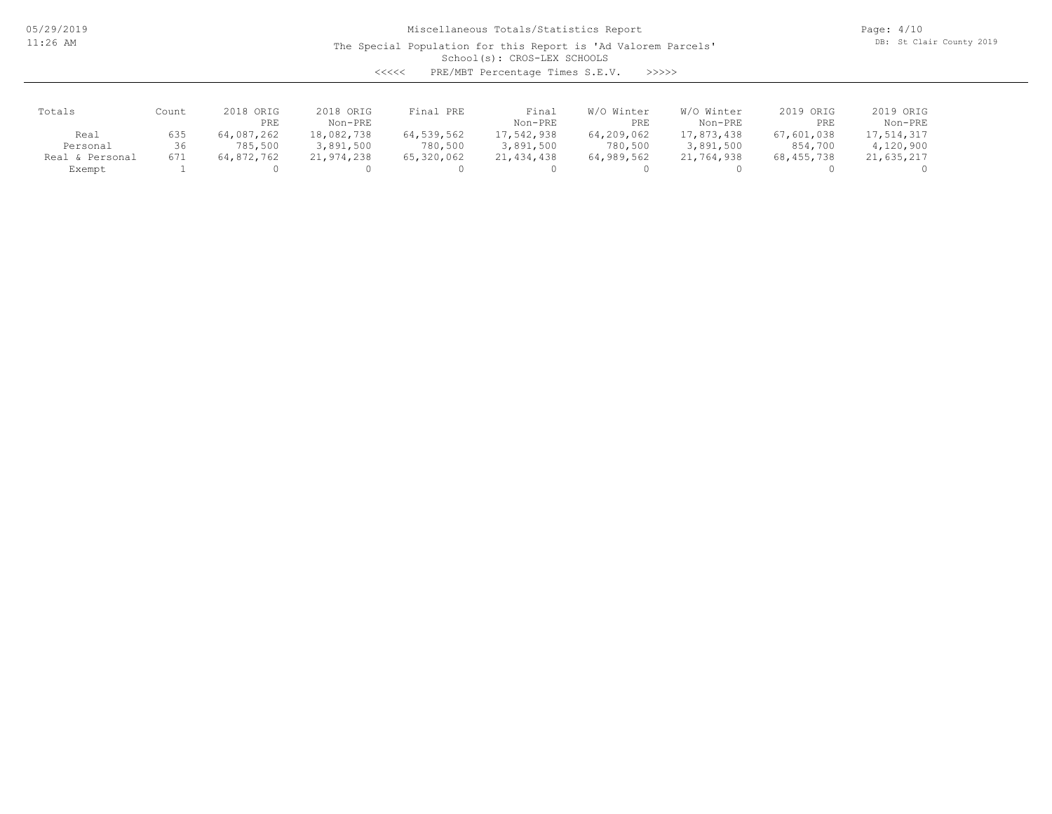Miscellaneous Totals/Statistics Report

The Special Population for this Report is 'Ad Valorem Parcels'

School(s): CROS-LEX SCHOOLS

<<<<< PRE/MBT Percentage Times S.E.V. >>>>>

| Totals | Count | 2018 ORIG PRE | 2018 ORIG Non-PRE | Final PRE | Final Non-PRE | W/O Winter PRE | W/O Winter Non-PRE | 2019 ORIG PRE | 2019 ORIG Non-PRE |
|---|---|---|---|---|---|---|---|---|---|
| Real | 635 | 64,087,262 | 18,082,738 | 64,539,562 | 17,542,938 | 64,209,062 | 17,873,438 | 67,601,038 | 17,514,317 |
| Personal | 36 | 785,500 | 3,891,500 | 780,500 | 3,891,500 | 780,500 | 3,891,500 | 854,700 | 4,120,900 |
| Real & Personal | 671 | 64,872,762 | 21,974,238 | 65,320,062 | 21,434,438 | 64,989,562 | 21,764,938 | 68,455,738 | 21,635,217 |
| Exempt | 1 | 0 | 0 | 0 | 0 | 0 | 0 | 0 | 0 |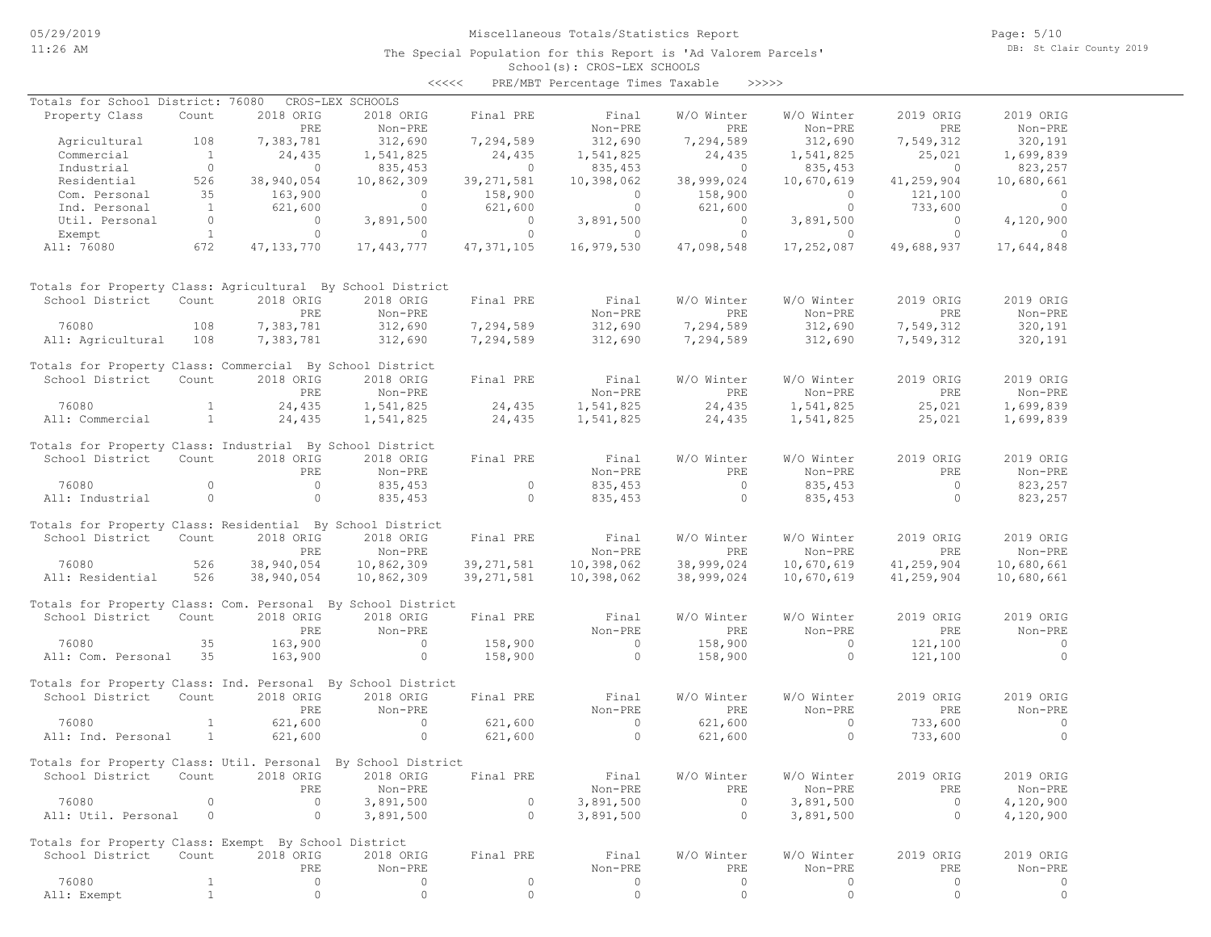# Miscellaneous Totals/Statistics Report

The Special Population for this Report is 'Ad Valorem Parcels'

School(s): CROS-LEX SCHOOLS

<<<<< PRE/MBT Percentage Times Taxable >>>>>

## Totals for School District: 76080 CROS-LEX SCHOOLS

| Property Class | Count | 2018 ORIG PRE | 2018 ORIG Non-PRE | Final PRE | Final Non-PRE | W/O Winter PRE | W/O Winter Non-PRE | 2019 ORIG PRE | 2019 ORIG Non-PRE |
|---|---|---|---|---|---|---|---|---|---|
| Agricultural | 108 | 7,383,781 | 312,690 | 7,294,589 | 312,690 | 7,294,589 | 312,690 | 7,549,312 | 320,191 |
| Commercial | 1 | 24,435 | 1,541,825 | 24,435 | 1,541,825 | 24,435 | 1,541,825 | 25,021 | 1,699,839 |
| Industrial | 0 | 0 | 835,453 | 0 | 835,453 | 0 | 835,453 | 0 | 823,257 |
| Residential | 526 | 38,940,054 | 10,862,309 | 39,271,581 | 10,398,062 | 38,999,024 | 10,670,619 | 41,259,904 | 10,680,661 |
| Com. Personal | 35 | 163,900 | 0 | 158,900 | 0 | 158,900 | 0 | 121,100 | 0 |
| Ind. Personal | 1 | 621,600 | 0 | 621,600 | 0 | 621,600 | 0 | 733,600 | 0 |
| Util. Personal | 0 | 0 | 3,891,500 | 0 | 3,891,500 | 0 | 3,891,500 | 0 | 4,120,900 |
| Exempt | 1 | 0 | 0 | 0 | 0 | 0 | 0 | 0 | 0 |
| All: 76080 | 672 | 47,133,770 | 17,443,777 | 47,371,105 | 16,979,530 | 47,098,548 | 17,252,087 | 49,688,937 | 17,644,848 |

## Totals for Property Class: Agricultural By School District

| School District | Count | 2018 ORIG PRE | 2018 ORIG Non-PRE | Final PRE | Final Non-PRE | W/O Winter PRE | W/O Winter Non-PRE | 2019 ORIG PRE | 2019 ORIG Non-PRE |
|---|---|---|---|---|---|---|---|---|---|
| 76080 | 108 | 7,383,781 | 312,690 | 7,294,589 | 312,690 | 7,294,589 | 312,690 | 7,549,312 | 320,191 |
| All: Agricultural | 108 | 7,383,781 | 312,690 | 7,294,589 | 312,690 | 7,294,589 | 312,690 | 7,549,312 | 320,191 |

## Totals for Property Class: Commercial By School District

| School District | Count | 2018 ORIG PRE | 2018 ORIG Non-PRE | Final PRE | Final Non-PRE | W/O Winter PRE | W/O Winter Non-PRE | 2019 ORIG PRE | 2019 ORIG Non-PRE |
|---|---|---|---|---|---|---|---|---|---|
| 76080 | 1 | 24,435 | 1,541,825 | 24,435 | 1,541,825 | 24,435 | 1,541,825 | 25,021 | 1,699,839 |
| All: Commercial | 1 | 24,435 | 1,541,825 | 24,435 | 1,541,825 | 24,435 | 1,541,825 | 25,021 | 1,699,839 |

## Totals for Property Class: Industrial By School District

| School District | Count | 2018 ORIG PRE | 2018 ORIG Non-PRE | Final PRE | Final Non-PRE | W/O Winter PRE | W/O Winter Non-PRE | 2019 ORIG PRE | 2019 ORIG Non-PRE |
|---|---|---|---|---|---|---|---|---|---|
| 76080 | 0 | 0 | 835,453 | 0 | 835,453 | 0 | 835,453 | 0 | 823,257 |
| All: Industrial | 0 | 0 | 835,453 | 0 | 835,453 | 0 | 835,453 | 0 | 823,257 |

## Totals for Property Class: Residential By School District

| School District | Count | 2018 ORIG PRE | 2018 ORIG Non-PRE | Final PRE | Final Non-PRE | W/O Winter PRE | W/O Winter Non-PRE | 2019 ORIG PRE | 2019 ORIG Non-PRE |
|---|---|---|---|---|---|---|---|---|---|
| 76080 | 526 | 38,940,054 | 10,862,309 | 39,271,581 | 10,398,062 | 38,999,024 | 10,670,619 | 41,259,904 | 10,680,661 |
| All: Residential | 526 | 38,940,054 | 10,862,309 | 39,271,581 | 10,398,062 | 38,999,024 | 10,670,619 | 41,259,904 | 10,680,661 |

## Totals for Property Class: Com. Personal By School District

| School District | Count | 2018 ORIG PRE | 2018 ORIG Non-PRE | Final PRE | Final Non-PRE | W/O Winter PRE | W/O Winter Non-PRE | 2019 ORIG PRE | 2019 ORIG Non-PRE |
|---|---|---|---|---|---|---|---|---|---|
| 76080 | 35 | 163,900 | 0 | 158,900 | 0 | 158,900 | 0 | 121,100 | 0 |
| All: Com. Personal | 35 | 163,900 | 0 | 158,900 | 0 | 158,900 | 0 | 121,100 | 0 |

## Totals for Property Class: Ind. Personal By School District

| School District | Count | 2018 ORIG PRE | 2018 ORIG Non-PRE | Final PRE | Final Non-PRE | W/O Winter PRE | W/O Winter Non-PRE | 2019 ORIG PRE | 2019 ORIG Non-PRE |
|---|---|---|---|---|---|---|---|---|---|
| 76080 | 1 | 621,600 | 0 | 621,600 | 0 | 621,600 | 0 | 733,600 | 0 |
| All: Ind. Personal | 1 | 621,600 | 0 | 621,600 | 0 | 621,600 | 0 | 733,600 | 0 |

## Totals for Property Class: Util. Personal By School District

| School District | Count | 2018 ORIG PRE | 2018 ORIG Non-PRE | Final PRE | Final Non-PRE | W/O Winter PRE | W/O Winter Non-PRE | 2019 ORIG PRE | 2019 ORIG Non-PRE |
|---|---|---|---|---|---|---|---|---|---|
| 76080 | 0 | 0 | 3,891,500 | 0 | 3,891,500 | 0 | 3,891,500 | 0 | 4,120,900 |
| All: Util. Personal | 0 | 0 | 3,891,500 | 0 | 3,891,500 | 0 | 3,891,500 | 0 | 4,120,900 |

## Totals for Property Class: Exempt By School District

| School District | Count | 2018 ORIG PRE | 2018 ORIG Non-PRE | Final PRE | Final Non-PRE | W/O Winter PRE | W/O Winter Non-PRE | 2019 ORIG PRE | 2019 ORIG Non-PRE |
|---|---|---|---|---|---|---|---|---|---|
| 76080 | 1 | 0 | 0 | 0 | 0 | 0 | 0 | 0 | 0 |
| All: Exempt | 1 | 0 | 0 | 0 | 0 | 0 | 0 | 0 | 0 |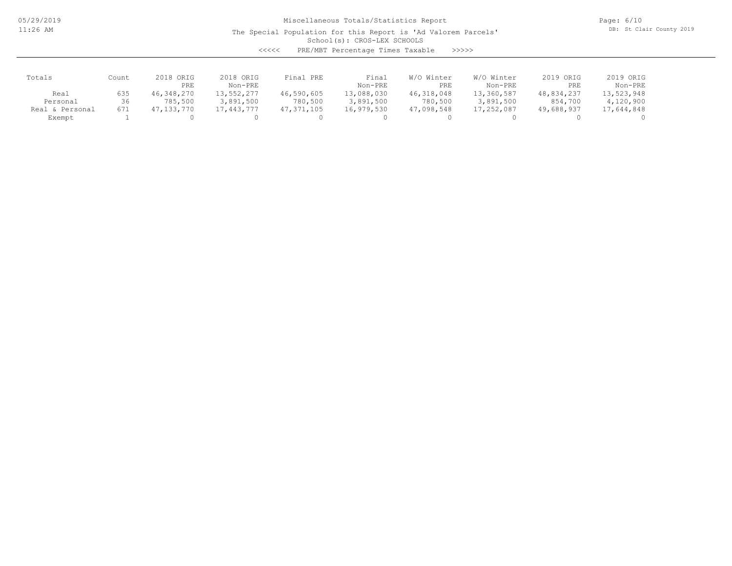Miscellaneous Totals/Statistics Report

The Special Population for this Report is 'Ad Valorem Parcels'

School(s): CROS-LEX SCHOOLS

<<<<< PRE/MBT Percentage Times Taxable >>>>>

| Totals | Count | 2018 ORIG PRE | 2018 ORIG Non-PRE | Final PRE | Final Non-PRE | W/O Winter PRE | W/O Winter Non-PRE | 2019 ORIG PRE | 2019 ORIG Non-PRE |
|---|---|---|---|---|---|---|---|---|---|
| Real | 635 | 46,348,270 | 13,552,277 | 46,590,605 | 13,088,030 | 46,318,048 | 13,360,587 | 48,834,237 | 13,523,948 |
| Personal | 36 | 785,500 | 3,891,500 | 780,500 | 3,891,500 | 780,500 | 3,891,500 | 854,700 | 4,120,900 |
| Real & Personal | 671 | 47,133,770 | 17,443,777 | 47,371,105 | 16,979,530 | 47,098,548 | 17,252,087 | 49,688,937 | 17,644,848 |
| Exempt | 1 | 0 | 0 | 0 | 0 | 0 | 0 | 0 | 0 |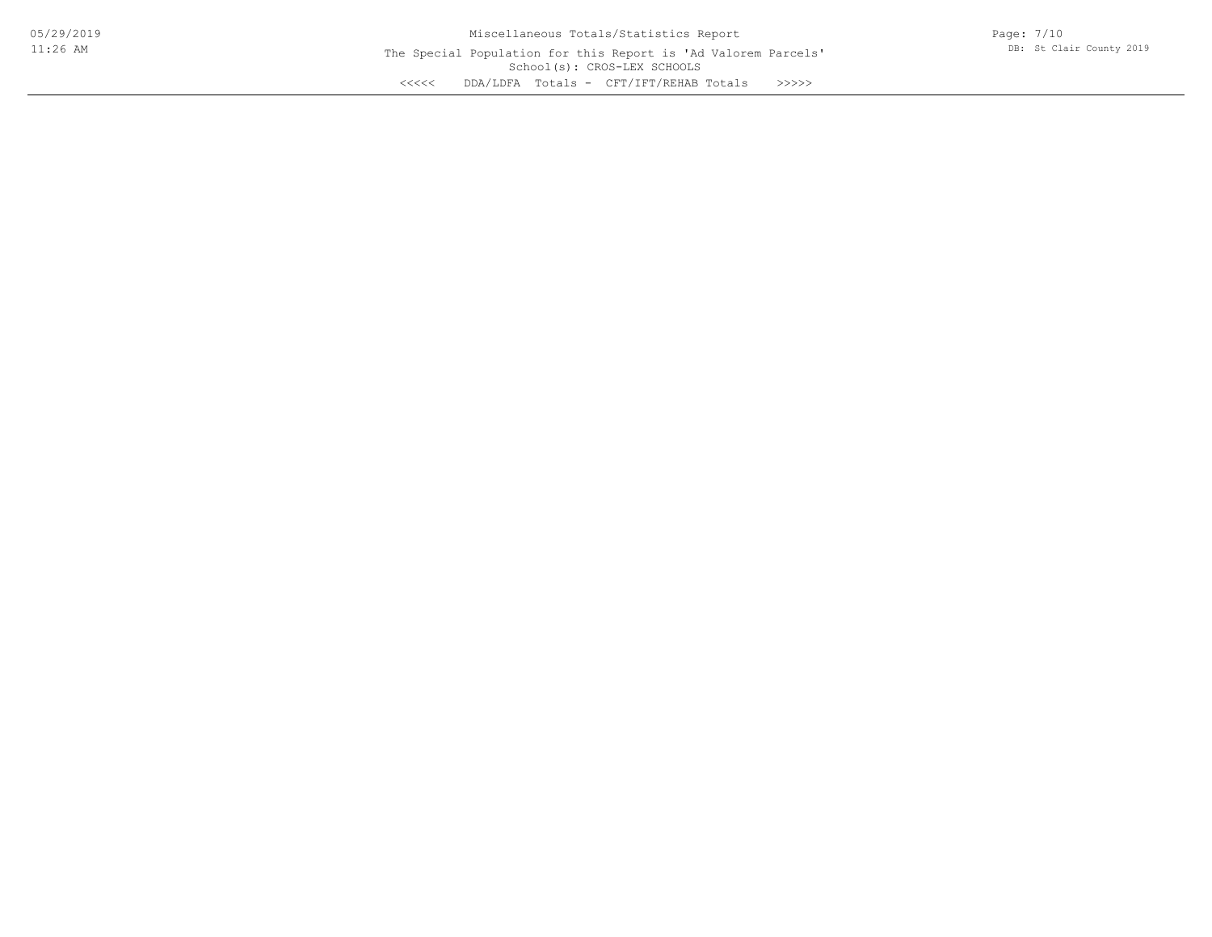# Miscellaneous Totals/Statistics Report

The Special Population for this Report is 'Ad Valorem Parcels'

School(s): CROS-LEX SCHOOLS

<<<<< DDA/LDFA Totals - CFT/IFT/REHAB Totals >>>>>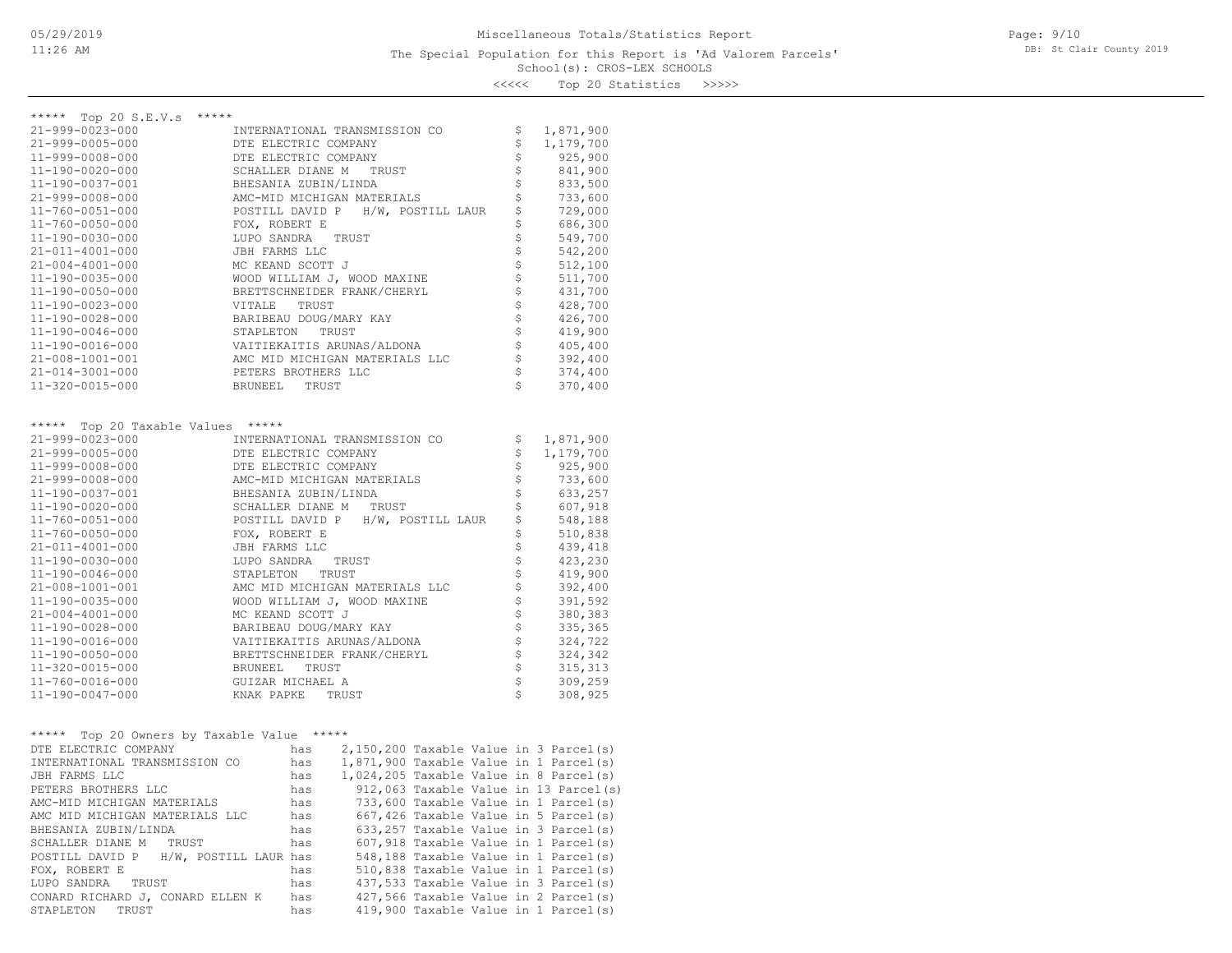# Miscellaneous Totals/Statistics Report

The Special Population for this Report is 'Ad Valorem Parcels'

School(s): CROS-LEX SCHOOLS

<<<<< Top 20 Statistics >>>>>

## ***** Top 20 S.E.V.s *****

| Parcel | Owner | S.E.V. |
|---|---|---|
| 21-999-0023-000 | INTERNATIONAL TRANSMISSION CO | $ 1,871,900 |
| 21-999-0005-000 | DTE ELECTRIC COMPANY | $ 1,179,700 |
| 11-999-0008-000 | DTE ELECTRIC COMPANY | $ 925,900 |
| 11-190-0020-000 | SCHALLER DIANE M TRUST | $ 841,900 |
| 11-190-0037-001 | BHESANIA ZUBIN/LINDA | $ 833,500 |
| 21-999-0008-000 | AMC-MID MICHIGAN MATERIALS | $ 733,600 |
| 11-760-0051-000 | POSTILL DAVID P H/W, POSTILL LAUR | $ 729,000 |
| 11-760-0050-000 | FOX, ROBERT E | $ 686,300 |
| 11-190-0030-000 | LUPO SANDRA TRUST | $ 549,700 |
| 21-011-4001-000 | JBH FARMS LLC | $ 542,200 |
| 21-004-4001-000 | MC KEAND SCOTT J | $ 512,100 |
| 11-190-0035-000 | WOOD WILLIAM J, WOOD MAXINE | $ 511,700 |
| 11-190-0050-000 | BRETTSCHNEIDER FRANK/CHERYL | $ 431,700 |
| 11-190-0023-000 | VITALE TRUST | $ 428,700 |
| 11-190-0028-000 | BARIBEAU DOUG/MARY KAY | $ 426,700 |
| 11-190-0046-000 | STAPLETON TRUST | $ 419,900 |
| 11-190-0016-000 | VAITIEKAITIS ARUNAS/ALDONA | $ 405,400 |
| 21-008-1001-001 | AMC MID MICHIGAN MATERIALS LLC | $ 392,400 |
| 21-014-3001-000 | PETERS BROTHERS LLC | $ 374,400 |
| 11-320-0015-000 | BRUNEEL TRUST | $ 370,400 |

## ***** Top 20 Taxable Values *****

| Parcel | Owner | Taxable Value |
|---|---|---|
| 21-999-0023-000 | INTERNATIONAL TRANSMISSION CO | $ 1,871,900 |
| 21-999-0005-000 | DTE ELECTRIC COMPANY | $ 1,179,700 |
| 11-999-0008-000 | DTE ELECTRIC COMPANY | $ 925,900 |
| 21-999-0008-000 | AMC-MID MICHIGAN MATERIALS | $ 733,600 |
| 11-190-0037-001 | BHESANIA ZUBIN/LINDA | $ 633,257 |
| 11-190-0020-000 | SCHALLER DIANE M TRUST | $ 607,918 |
| 11-760-0051-000 | POSTILL DAVID P H/W, POSTILL LAUR | $ 548,188 |
| 11-760-0050-000 | FOX, ROBERT E | $ 510,838 |
| 21-011-4001-000 | JBH FARMS LLC | $ 439,418 |
| 11-190-0030-000 | LUPO SANDRA TRUST | $ 423,230 |
| 11-190-0046-000 | STAPLETON TRUST | $ 419,900 |
| 21-008-1001-001 | AMC MID MICHIGAN MATERIALS LLC | $ 392,400 |
| 11-190-0035-000 | WOOD WILLIAM J, WOOD MAXINE | $ 391,592 |
| 21-004-4001-000 | MC KEAND SCOTT J | $ 380,383 |
| 11-190-0028-000 | BARIBEAU DOUG/MARY KAY | $ 335,365 |
| 11-190-0016-000 | VAITIEKAITIS ARUNAS/ALDONA | $ 324,722 |
| 11-190-0050-000 | BRETTSCHNEIDER FRANK/CHERYL | $ 324,342 |
| 11-320-0015-000 | BRUNEEL TRUST | $ 315,313 |
| 11-760-0016-000 | GUIZAR MICHAEL A | $ 309,259 |
| 11-190-0047-000 | KNAK PAPKE TRUST | $ 308,925 |

## ***** Top 20 Owners by Taxable Value *****

| Owner | | Taxable Value | Parcels |
|---|---|---|---|
| DTE ELECTRIC COMPANY | has | 2,150,200 Taxable Value | in 3 Parcel(s) |
| INTERNATIONAL TRANSMISSION CO | has | 1,871,900 Taxable Value | in 1 Parcel(s) |
| JBH FARMS LLC | has | 1,024,205 Taxable Value | in 8 Parcel(s) |
| PETERS BROTHERS LLC | has | 912,063 Taxable Value | in 13 Parcel(s) |
| AMC-MID MICHIGAN MATERIALS | has | 733,600 Taxable Value | in 1 Parcel(s) |
| AMC MID MICHIGAN MATERIALS LLC | has | 667,426 Taxable Value | in 5 Parcel(s) |
| BHESANIA ZUBIN/LINDA | has | 633,257 Taxable Value | in 3 Parcel(s) |
| SCHALLER DIANE M TRUST | has | 607,918 Taxable Value | in 1 Parcel(s) |
| POSTILL DAVID P H/W, POSTILL LAUR | has | 548,188 Taxable Value | in 1 Parcel(s) |
| FOX, ROBERT E | has | 510,838 Taxable Value | in 1 Parcel(s) |
| LUPO SANDRA TRUST | has | 437,533 Taxable Value | in 3 Parcel(s) |
| CONARD RICHARD J, CONARD ELLEN K | has | 427,566 Taxable Value | in 2 Parcel(s) |
| STAPLETON TRUST | has | 419,900 Taxable Value | in 1 Parcel(s) |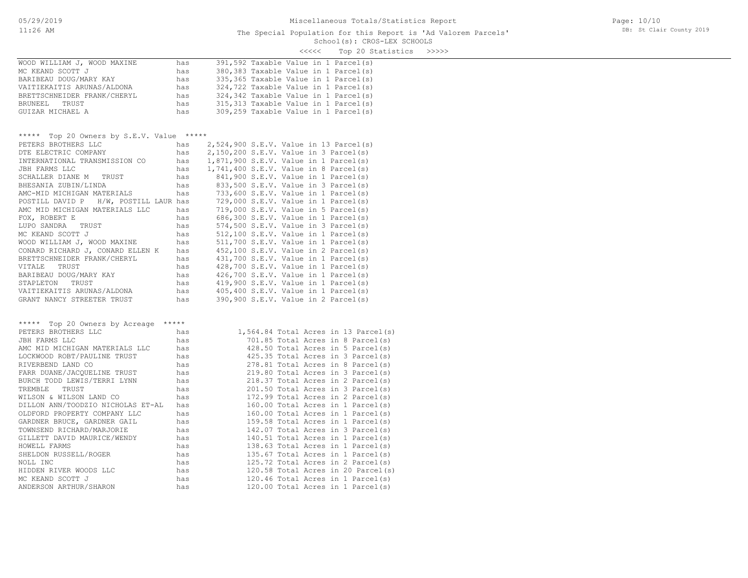| | | |
|---|---|---|
| WOOD WILLIAM J, WOOD MAXINE | has | 391,592 Taxable Value in 1 Parcel(s) |
| MC KEAND SCOTT J | has | 380,383 Taxable Value in 1 Parcel(s) |
| BARIBEAU DOUG/MARY KAY | has | 335,365 Taxable Value in 1 Parcel(s) |
| VAITIEKAITIS ARUNAS/ALDONA | has | 324,722 Taxable Value in 1 Parcel(s) |
| BRETTSCHNEIDER FRANK/CHERYL | has | 324,342 Taxable Value in 1 Parcel(s) |
| BRUNEEL TRUST | has | 315,313 Taxable Value in 1 Parcel(s) |
| GUIZAR MICHAEL A | has | 309,259 Taxable Value in 1 Parcel(s) |

***** Top 20 Owners by S.E.V. Value *****

| | | |
|---|---|---|
| PETERS BROTHERS LLC | has | 2,524,900 S.E.V. Value in 13 Parcel(s) |
| DTE ELECTRIC COMPANY | has | 2,150,200 S.E.V. Value in 3 Parcel(s) |
| INTERNATIONAL TRANSMISSION CO | has | 1,871,900 S.E.V. Value in 1 Parcel(s) |
| JBH FARMS LLC | has | 1,741,400 S.E.V. Value in 8 Parcel(s) |
| SCHALLER DIANE M TRUST | has | 841,900 S.E.V. Value in 1 Parcel(s) |
| BHESANIA ZUBIN/LINDA | has | 833,500 S.E.V. Value in 3 Parcel(s) |
| AMC-MID MICHIGAN MATERIALS | has | 733,600 S.E.V. Value in 1 Parcel(s) |
| POSTILL DAVID P H/W, POSTILL LAUR | has | 729,000 S.E.V. Value in 1 Parcel(s) |
| AMC MID MICHIGAN MATERIALS LLC | has | 719,000 S.E.V. Value in 5 Parcel(s) |
| FOX, ROBERT E | has | 686,300 S.E.V. Value in 1 Parcel(s) |
| LUPO SANDRA TRUST | has | 574,500 S.E.V. Value in 3 Parcel(s) |
| MC KEAND SCOTT J | has | 512,100 S.E.V. Value in 1 Parcel(s) |
| WOOD WILLIAM J, WOOD MAXINE | has | 511,700 S.E.V. Value in 1 Parcel(s) |
| CONARD RICHARD J, CONARD ELLEN K | has | 452,100 S.E.V. Value in 2 Parcel(s) |
| BRETTSCHNEIDER FRANK/CHERYL | has | 431,700 S.E.V. Value in 1 Parcel(s) |
| VITALE TRUST | has | 428,700 S.E.V. Value in 1 Parcel(s) |
| BARIBEAU DOUG/MARY KAY | has | 426,700 S.E.V. Value in 1 Parcel(s) |
| STAPLETON TRUST | has | 419,900 S.E.V. Value in 1 Parcel(s) |
| VAITIEKAITIS ARUNAS/ALDONA | has | 405,400 S.E.V. Value in 1 Parcel(s) |
| GRANT NANCY STREETER TRUST | has | 390,900 S.E.V. Value in 2 Parcel(s) |

***** Top 20 Owners by Acreage *****

| | | |
|---|---|---|
| PETERS BROTHERS LLC | has | 1,564.84 Total Acres in 13 Parcel(s) |
| JBH FARMS LLC | has | 701.85 Total Acres in 8 Parcel(s) |
| AMC MID MICHIGAN MATERIALS LLC | has | 428.50 Total Acres in 5 Parcel(s) |
| LOCKWOOD ROBT/PAULINE TRUST | has | 425.35 Total Acres in 3 Parcel(s) |
| RIVERBEND LAND CO | has | 278.81 Total Acres in 8 Parcel(s) |
| FARR DUANE/JACQUELINE TRUST | has | 219.80 Total Acres in 3 Parcel(s) |
| BURCH TODD LEWIS/TERRI LYNN | has | 218.37 Total Acres in 2 Parcel(s) |
| TREMBLE TRUST | has | 201.50 Total Acres in 3 Parcel(s) |
| WILSON & WILSON LAND CO | has | 172.99 Total Acres in 2 Parcel(s) |
| DILLON ANN/TOODZIO NICHOLAS ET-AL | has | 160.00 Total Acres in 1 Parcel(s) |
| OLDFORD PROPERTY COMPANY LLC | has | 160.00 Total Acres in 1 Parcel(s) |
| GARDNER BRUCE, GARDNER GAIL | has | 159.58 Total Acres in 1 Parcel(s) |
| TOWNSEND RICHARD/MARJORIE | has | 142.07 Total Acres in 3 Parcel(s) |
| GILLETT DAVID MAURICE/WENDY | has | 140.51 Total Acres in 1 Parcel(s) |
| HOWELL FARMS | has | 138.63 Total Acres in 1 Parcel(s) |
| SHELDON RUSSELL/ROGER | has | 135.67 Total Acres in 1 Parcel(s) |
| NOLL INC | has | 125.72 Total Acres in 2 Parcel(s) |
| HIDDEN RIVER WOODS LLC | has | 120.58 Total Acres in 20 Parcel(s) |
| MC KEAND SCOTT J | has | 120.46 Total Acres in 1 Parcel(s) |
| ANDERSON ARTHUR/SHARON | has | 120.00 Total Acres in 1 Parcel(s) |